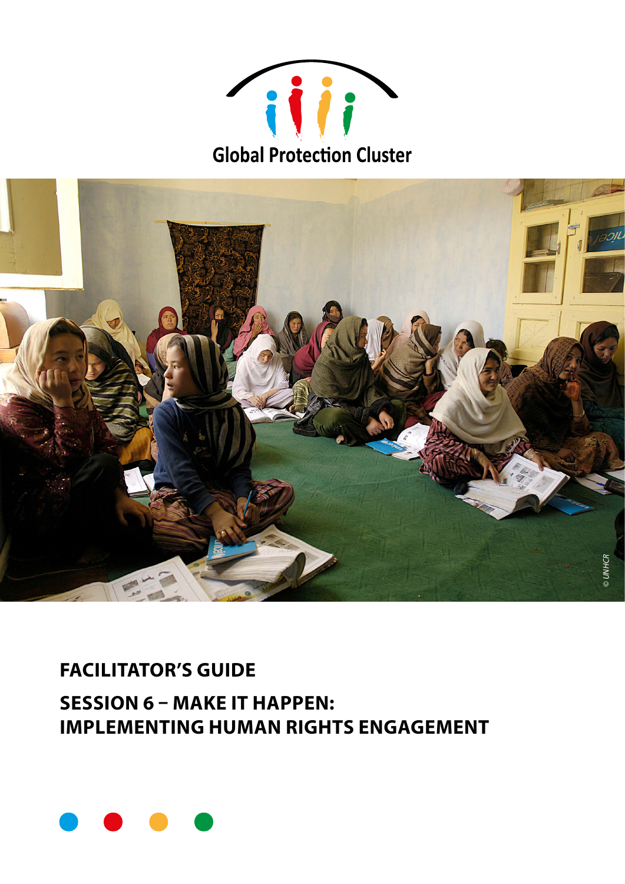Global Protection Cluster

© UNHCR

# FACILITATOR'S GUIDE

## SESSION 6 – MAKE IT HAPPEN: IMPLEMENTING HUMAN RIGHTS ENGAGEMENT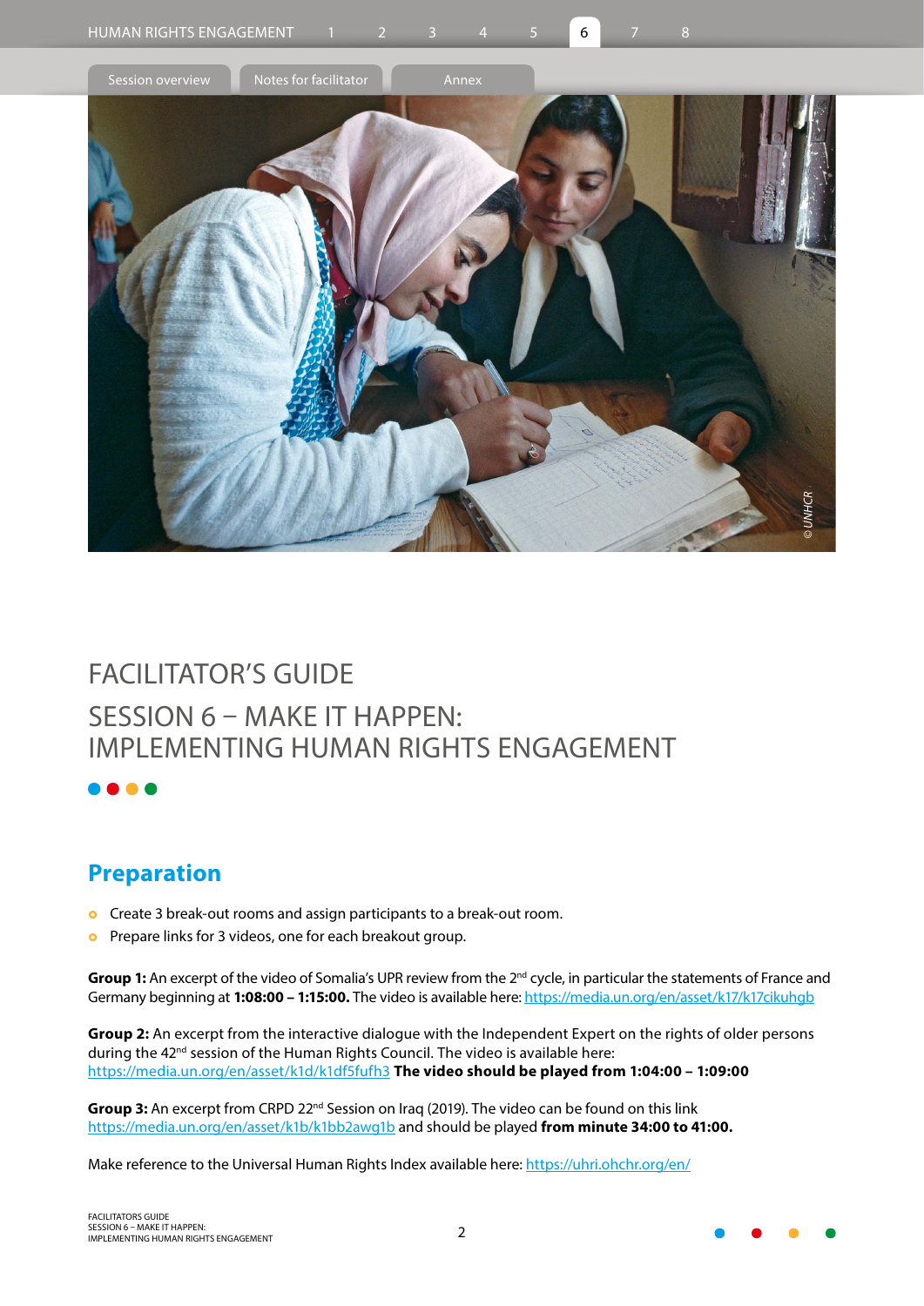# FACILITATOR'S GUIDE

# SESSION 6 – MAKE IT HAPPEN: IMPLEMENTING HUMAN RIGHTS ENGAGEMENT

## Preparation

- Create 3 break-out rooms and assign participants to a break-out room.
- Prepare links for 3 videos, one for each breakout group.

**Group 1:** An excerpt of the video of Somalia's UPR review from the 2nd cycle, in particular the statements of France and Germany beginning at **1:08:00 – 1:15:00.** The video is available here: https://media.un.org/en/asset/k17/k17cikuhgb

**Group 2:** An excerpt from the interactive dialogue with the Independent Expert on the rights of older persons during the 42nd session of the Human Rights Council. The video is available here: https://media.un.org/en/asset/k1d/k1df5fufh3 **The video should be played from 1:04:00 – 1:09:00**

**Group 3:** An excerpt from CRPD 22nd Session on Iraq (2019). The video can be found on this link https://media.un.org/en/asset/k1b/k1bb2awg1b and should be played **from minute 34:00 to 41:00.**

Make reference to the Universal Human Rights Index available here: https://uhri.ohchr.org/en/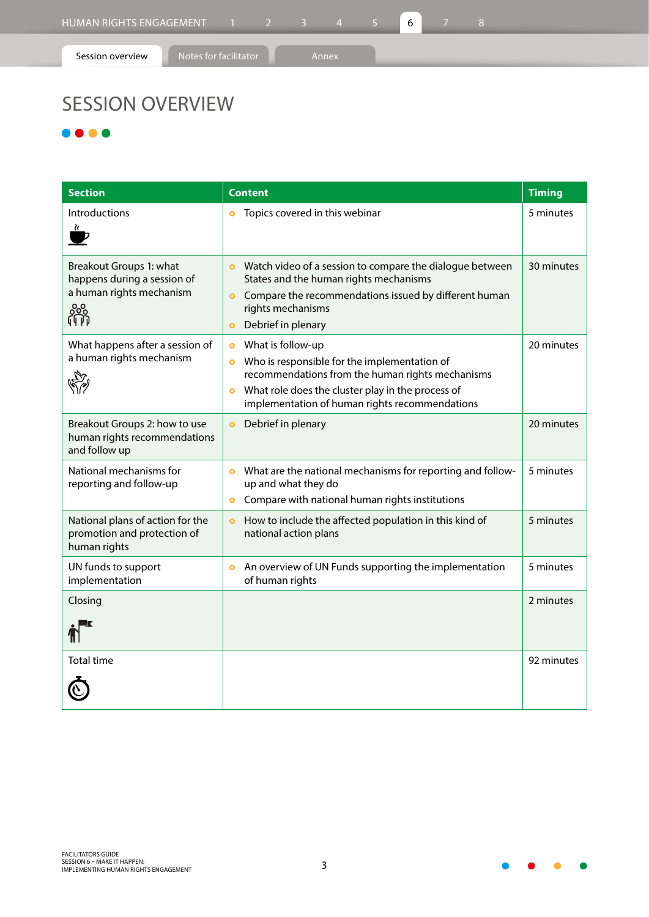# SESSION OVERVIEW

| Section | Content | Timing |
|---|---|---|
| Introductions | • Topics covered in this webinar | 5 minutes |
| Breakout Groups 1: what happens during a session of a human rights mechanism | • Watch video of a session to compare the dialogue between States and the human rights mechanisms<br>• Compare the recommendations issued by different human rights mechanisms<br>• Debrief in plenary | 30 minutes |
| What happens after a session of a human rights mechanism | • What is follow-up<br>• Who is responsible for the implementation of recommendations from the human rights mechanisms<br>• What role does the cluster play in the process of implementation of human rights recommendations | 20 minutes |
| Breakout Groups 2: how to use human rights recommendations and follow up | • Debrief in plenary | 20 minutes |
| National mechanisms for reporting and follow-up | • What are the national mechanisms for reporting and follow-up and what they do<br>• Compare with national human rights institutions | 5 minutes |
| National plans of action for the promotion and protection of human rights | • How to include the affected population in this kind of national action plans | 5 minutes |
| UN funds to support implementation | • An overview of UN Funds supporting the implementation of human rights | 5 minutes |
| Closing | | 2 minutes |
| Total time | | 92 minutes |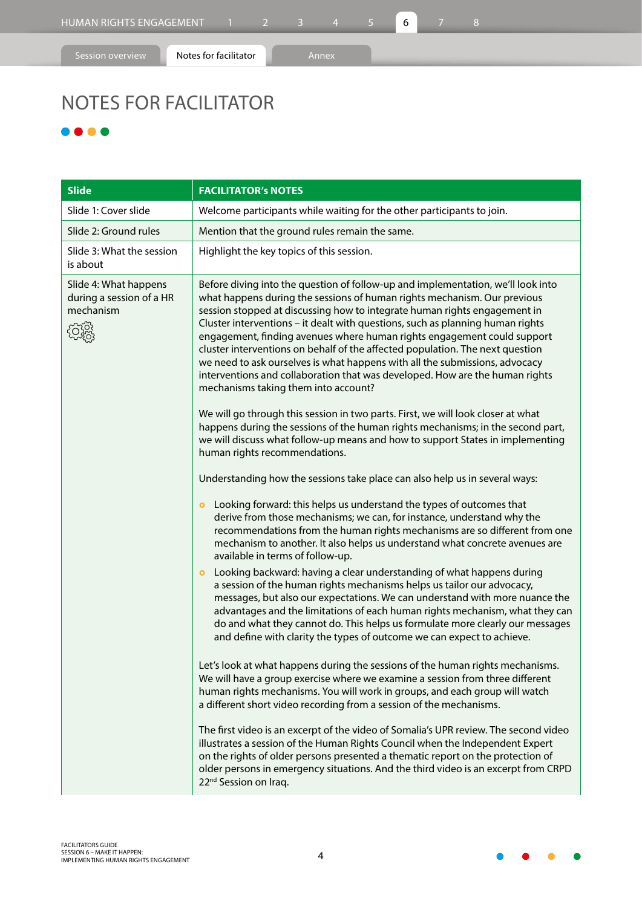# NOTES FOR FACILITATOR

| Slide | FACILITATOR's NOTES |
|---|---|
| Slide 1: Cover slide | Welcome participants while waiting for the other participants to join. |
| Slide 2: Ground rules | Mention that the ground rules remain the same. |
| Slide 3: What the session is about | Highlight the key topics of this session. |
| Slide 4: What happens during a session of a HR mechanism | Before diving into the question of follow-up and implementation, we'll look into what happens during the sessions of human rights mechanism. Our previous session stopped at discussing how to integrate human rights engagement in Cluster interventions – it dealt with questions, such as planning human rights engagement, finding avenues where human rights engagement could support cluster interventions on behalf of the affected population. The next question we need to ask ourselves is what happens with all the submissions, advocacy interventions and collaboration that was developed. How are the human rights mechanisms taking them into account?<br><br>We will go through this session in two parts. First, we will look closer at what happens during the sessions of the human rights mechanisms; in the second part, we will discuss what follow-up means and how to support States in implementing human rights recommendations.<br><br>Understanding how the sessions take place can also help us in several ways:<br><br>• Looking forward: this helps us understand the types of outcomes that derive from those mechanisms; we can, for instance, understand why the recommendations from the human rights mechanisms are so different from one mechanism to another. It also helps us understand what concrete avenues are available in terms of follow-up.<br>• Looking backward: having a clear understanding of what happens during a session of the human rights mechanisms helps us tailor our advocacy, messages, but also our expectations. We can understand with more nuance the advantages and the limitations of each human rights mechanism, what they can do and what they cannot do. This helps us formulate more clearly our messages and define with clarity the types of outcome we can expect to achieve.<br><br>Let's look at what happens during the sessions of the human rights mechanisms. We will have a group exercise where we examine a session from three different human rights mechanisms. You will work in groups, and each group will watch a different short video recording from a session of the mechanisms.<br><br>The first video is an excerpt of the video of Somalia's UPR review. The second video illustrates a session of the Human Rights Council when the Independent Expert on the rights of older persons presented a thematic report on the protection of older persons in emergency situations. And the third video is an excerpt from CRPD 22nd Session on Iraq. |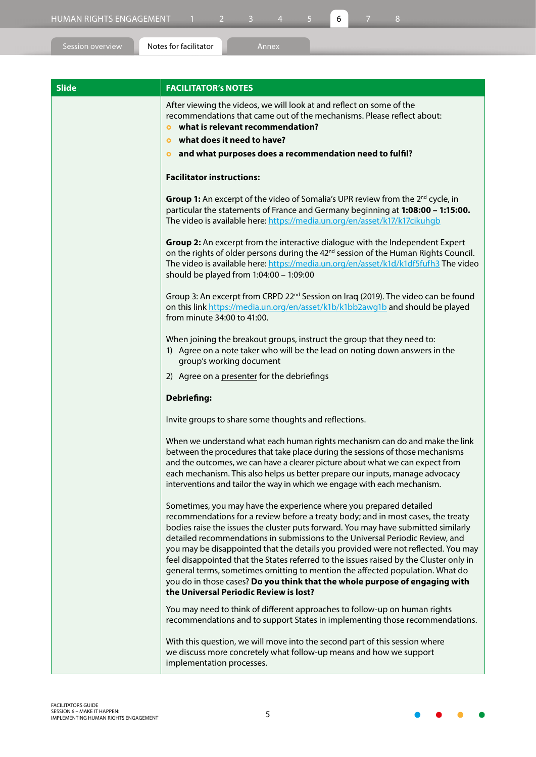| Slide | FACILITATOR's NOTES |
|---|---|
| | After viewing the videos, we will look at and reflect on some of the recommendations that came out of the mechanisms. Please reflect about:<br>- **what is relevant recommendation?**<br>- **what does it need to have?**<br>- **and what purposes does a recommendation need to fulfil?**<br><br>**Facilitator instructions:**<br><br>**Group 1:** An excerpt of the video of Somalia's UPR review from the 2nd cycle, in particular the statements of France and Germany beginning at **1:08:00 – 1:15:00.** The video is available here: https://media.un.org/en/asset/k17/k17cikuhgb<br><br>**Group 2:** An excerpt from the interactive dialogue with the Independent Expert on the rights of older persons during the 42nd session of the Human Rights Council. The video is available here: https://media.un.org/en/asset/k1d/k1df5fufh3 The video should be played from 1:04:00 – 1:09:00<br><br>Group 3: An excerpt from CRPD 22nd Session on Iraq (2019). The video can be found on this link https://media.un.org/en/asset/k1b/k1bb2awg1b and should be played from minute 34:00 to 41:00.<br><br>When joining the breakout groups, instruct the group that they need to:<br>1) Agree on a note taker who will be the lead on noting down answers in the group's working document<br>2) Agree on a presenter for the debriefings<br><br>**Debriefing:**<br><br>Invite groups to share some thoughts and reflections.<br><br>When we understand what each human rights mechanism can do and make the link between the procedures that take place during the sessions of those mechanisms and the outcomes, we can have a clearer picture about what we can expect from each mechanism. This also helps us better prepare our inputs, manage advocacy interventions and tailor the way in which we engage with each mechanism.<br><br>Sometimes, you may have the experience where you prepared detailed recommendations for a review before a treaty body; and in most cases, the treaty bodies raise the issues the cluster puts forward. You may have submitted similarly detailed recommendations in submissions to the Universal Periodic Review, and you may be disappointed that the details you provided were not reflected. You may feel disappointed that the States referred to the issues raised by the Cluster only in general terms, sometimes omitting to mention the affected population. What do you do in those cases? **Do you think that the whole purpose of engaging with the Universal Periodic Review is lost?**<br><br>You may need to think of different approaches to follow-up on human rights recommendations and to support States in implementing those recommendations.<br><br>With this question, we will move into the second part of this session where we discuss more concretely what follow-up means and how we support implementation processes. |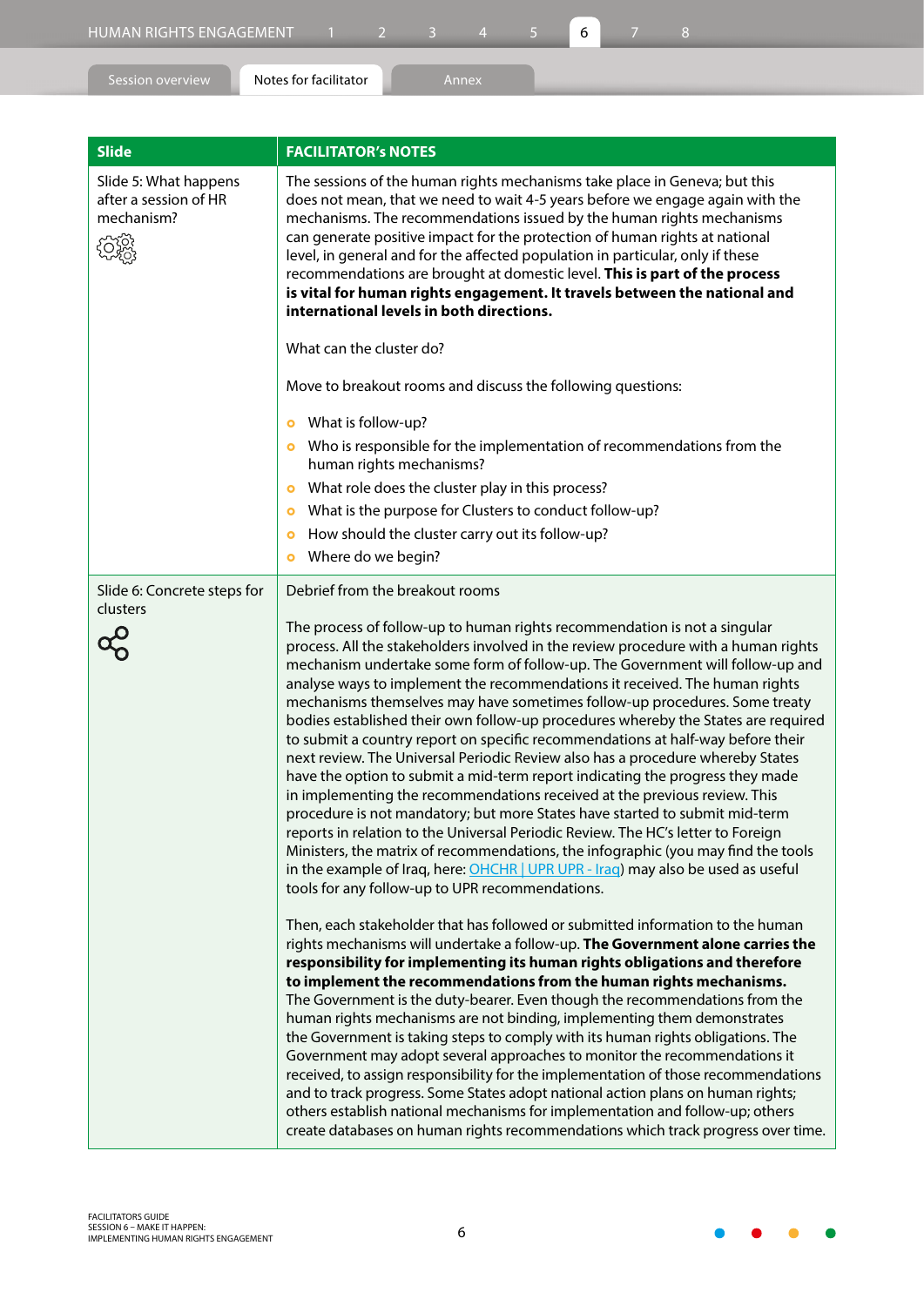| Slide | FACILITATOR's NOTES |
|---|---|
| Slide 5: What happens after a session of HR mechanism? | The sessions of the human rights mechanisms take place in Geneva; but this does not mean, that we need to wait 4-5 years before we engage again with the mechanisms. The recommendations issued by the human rights mechanisms can generate positive impact for the protection of human rights at national level, in general and for the affected population in particular, only if these recommendations are brought at domestic level. **This is part of the process is vital for human rights engagement. It travels between the national and international levels in both directions.**<br><br>What can the cluster do?<br><br>Move to breakout rooms and discuss the following questions:<br><br>- What is follow-up?<br>- Who is responsible for the implementation of recommendations from the human rights mechanisms?<br>- What role does the cluster play in this process?<br>- What is the purpose for Clusters to conduct follow-up?<br>- How should the cluster carry out its follow-up?<br>- Where do we begin? |
| Slide 6: Concrete steps for clusters | Debrief from the breakout rooms<br><br>The process of follow-up to human rights recommendation is not a singular process. All the stakeholders involved in the review procedure with a human rights mechanism undertake some form of follow-up. The Government will follow-up and analyse ways to implement the recommendations it received. The human rights mechanisms themselves may have sometimes follow-up procedures. Some treaty bodies established their own follow-up procedures whereby the States are required to submit a country report on specific recommendations at half-way before their next review. The Universal Periodic Review also has a procedure whereby States have the option to submit a mid-term report indicating the progress they made in implementing the recommendations received at the previous review. This procedure is not mandatory; but more States have started to submit mid-term reports in relation to the Universal Periodic Review. The HC's letter to Foreign Ministers, the matrix of recommendations, the infographic (you may find the tools in the example of Iraq, here: [OHCHR \| UPR UPR - Iraq]) may also be used as useful tools for any follow-up to UPR recommendations.<br><br>Then, each stakeholder that has followed or submitted information to the human rights mechanisms will undertake a follow-up. **The Government alone carries the responsibility for implementing its human rights obligations and therefore to implement the recommendations from the human rights mechanisms.** The Government is the duty-bearer. Even though the recommendations from the human rights mechanisms are not binding, implementing them demonstrates the Government is taking steps to comply with its human rights obligations. The Government may adopt several approaches to monitor the recommendations it received, to assign responsibility for the implementation of those recommendations and to track progress. Some States adopt national action plans on human rights; others establish national mechanisms for implementation and follow-up; others create databases on human rights recommendations which track progress over time. |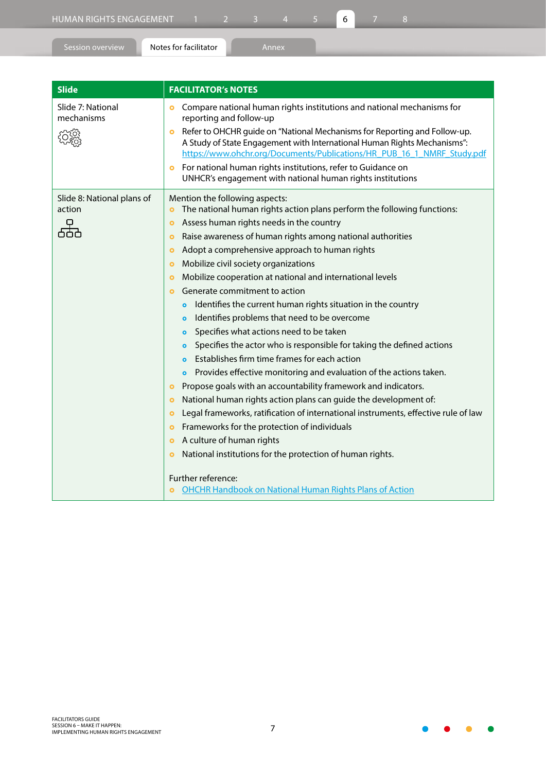| Slide | FACILITATOR's NOTES |
|---|---|
| Slide 7: National mechanisms | • Compare national human rights institutions and national mechanisms for reporting and follow-up<br>• Refer to OHCHR guide on "National Mechanisms for Reporting and Follow-up. A Study of State Engagement with International Human Rights Mechanisms": https://www.ohchr.org/Documents/Publications/HR_PUB_16_1_NMRF_Study.pdf<br>• For national human rights institutions, refer to Guidance on UNHCR's engagement with national human rights institutions |
| Slide 8: National plans of action | Mention the following aspects:<br>• The national human rights action plans perform the following functions:<br>• Assess human rights needs in the country<br>• Raise awareness of human rights among national authorities<br>• Adopt a comprehensive approach to human rights<br>• Mobilize civil society organizations<br>• Mobilize cooperation at national and international levels<br>• Generate commitment to action<br>  ◦ Identifies the current human rights situation in the country<br>  ◦ Identifies problems that need to be overcome<br>  ◦ Specifies what actions need to be taken<br>  ◦ Specifies the actor who is responsible for taking the defined actions<br>  ◦ Establishes firm time frames for each action<br>  ◦ Provides effective monitoring and evaluation of the actions taken.<br>• Propose goals with an accountability framework and indicators.<br>• National human rights action plans can guide the development of:<br>• Legal frameworks, ratification of international instruments, effective rule of law<br>• Frameworks for the protection of individuals<br>• A culture of human rights<br>• National institutions for the protection of human rights.<br><br>Further reference:<br>• OHCHR Handbook on National Human Rights Plans of Action |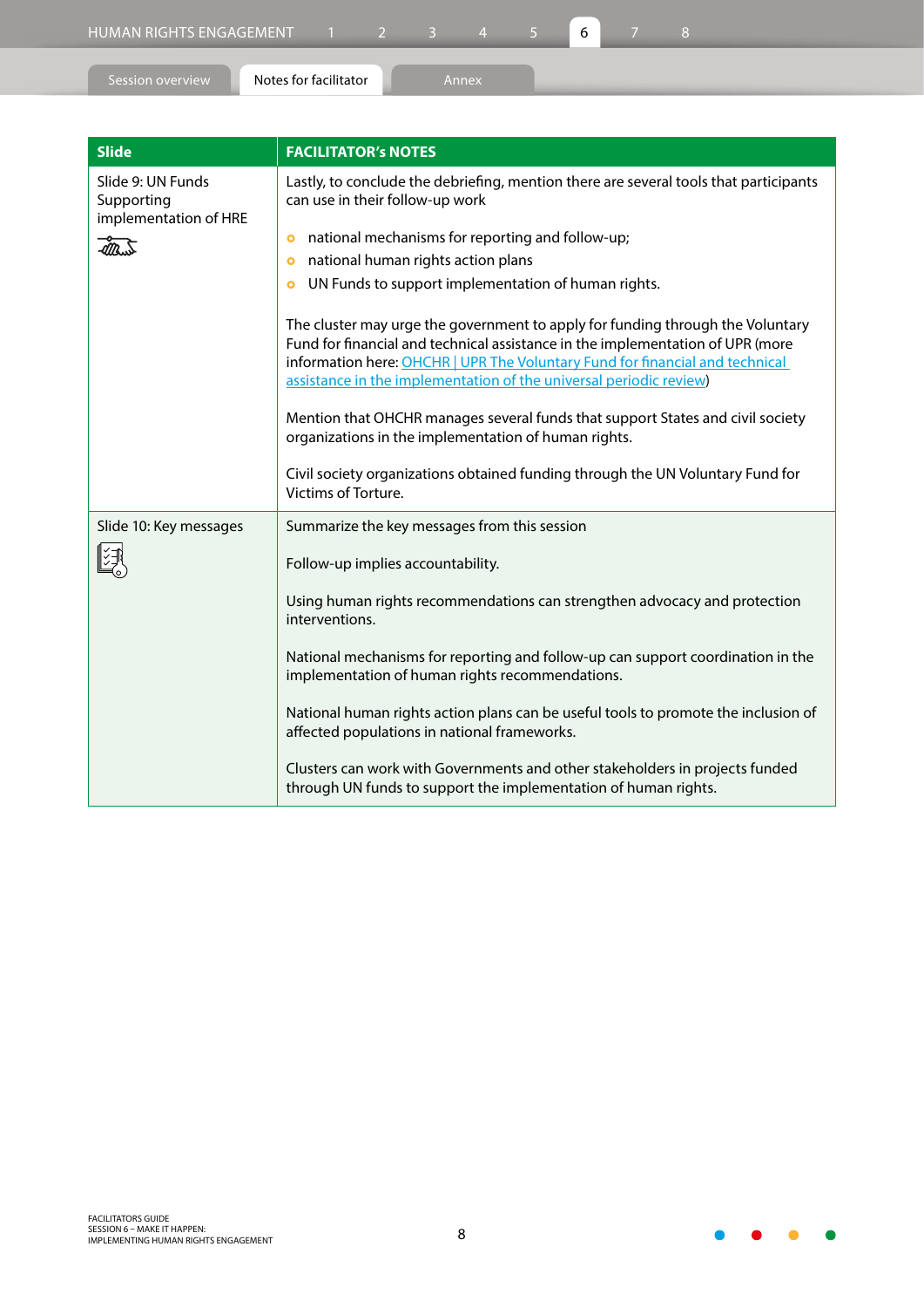| Slide | FACILITATOR's NOTES |
|---|---|
| Slide 9: UN Funds Supporting implementation of HRE | Lastly, to conclude the debriefing, mention there are several tools that participants can use in their follow-up work<br><br>- national mechanisms for reporting and follow-up;<br>- national human rights action plans<br>- UN Funds to support implementation of human rights.<br><br>The cluster may urge the government to apply for funding through the Voluntary Fund for financial and technical assistance in the implementation of UPR (more information here: [OHCHR \| UPR The Voluntary Fund for financial and technical assistance in the implementation of the universal periodic review](#))<br><br>Mention that OHCHR manages several funds that support States and civil society organizations in the implementation of human rights.<br><br>Civil society organizations obtained funding through the UN Voluntary Fund for Victims of Torture. |
| Slide 10: Key messages | Summarize the key messages from this session<br><br>Follow-up implies accountability.<br><br>Using human rights recommendations can strengthen advocacy and protection interventions.<br><br>National mechanisms for reporting and follow-up can support coordination in the implementation of human rights recommendations.<br><br>National human rights action plans can be useful tools to promote the inclusion of affected populations in national frameworks.<br><br>Clusters can work with Governments and other stakeholders in projects funded through UN funds to support the implementation of human rights. |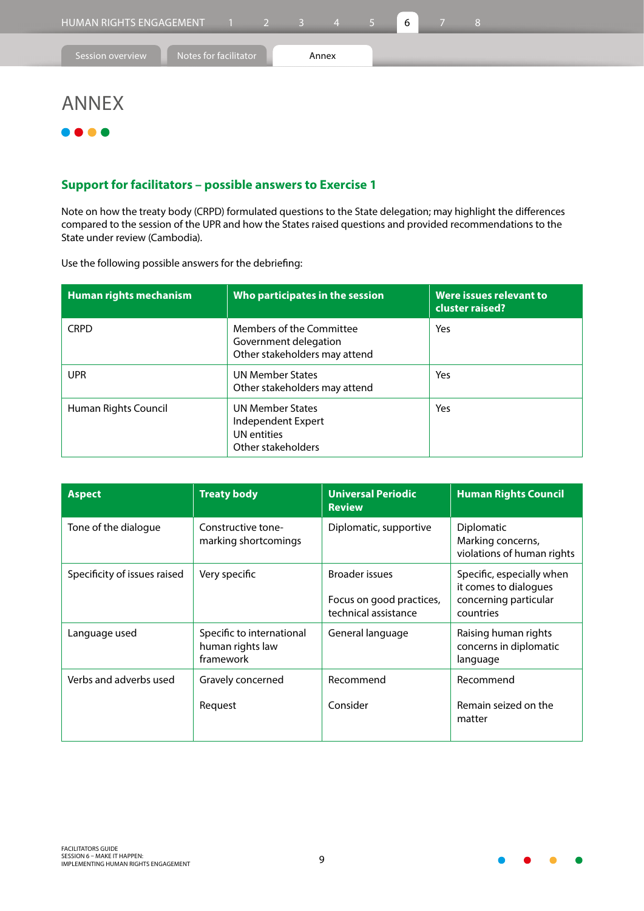# ANNEX

## Support for facilitators – possible answers to Exercise 1

Note on how the treaty body (CRPD) formulated questions to the State delegation; may highlight the differences compared to the session of the UPR and how the States raised questions and provided recommendations to the State under review (Cambodia).

Use the following possible answers for the debriefing:

| Human rights mechanism | Who participates in the session | Were issues relevant to cluster raised? |
|---|---|---|
| CRPD | Members of the Committee<br>Government delegation<br>Other stakeholders may attend | Yes |
| UPR | UN Member States<br>Other stakeholders may attend | Yes |
| Human Rights Council | UN Member States<br>Independent Expert<br>UN entities<br>Other stakeholders | Yes |

| Aspect | Treaty body | Universal Periodic Review | Human Rights Council |
|---|---|---|---|
| Tone of the dialogue | Constructive tone-marking shortcomings | Diplomatic, supportive | Diplomatic<br>Marking concerns, violations of human rights |
| Specificity of issues raised | Very specific | Broader issues<br><br>Focus on good practices, technical assistance | Specific, especially when it comes to dialogues concerning particular countries |
| Language used | Specific to international human rights law framework | General language | Raising human rights concerns in diplomatic language |
| Verbs and adverbs used | Gravely concerned<br><br>Request | Recommend<br><br>Consider | Recommend<br><br>Remain seized on the matter |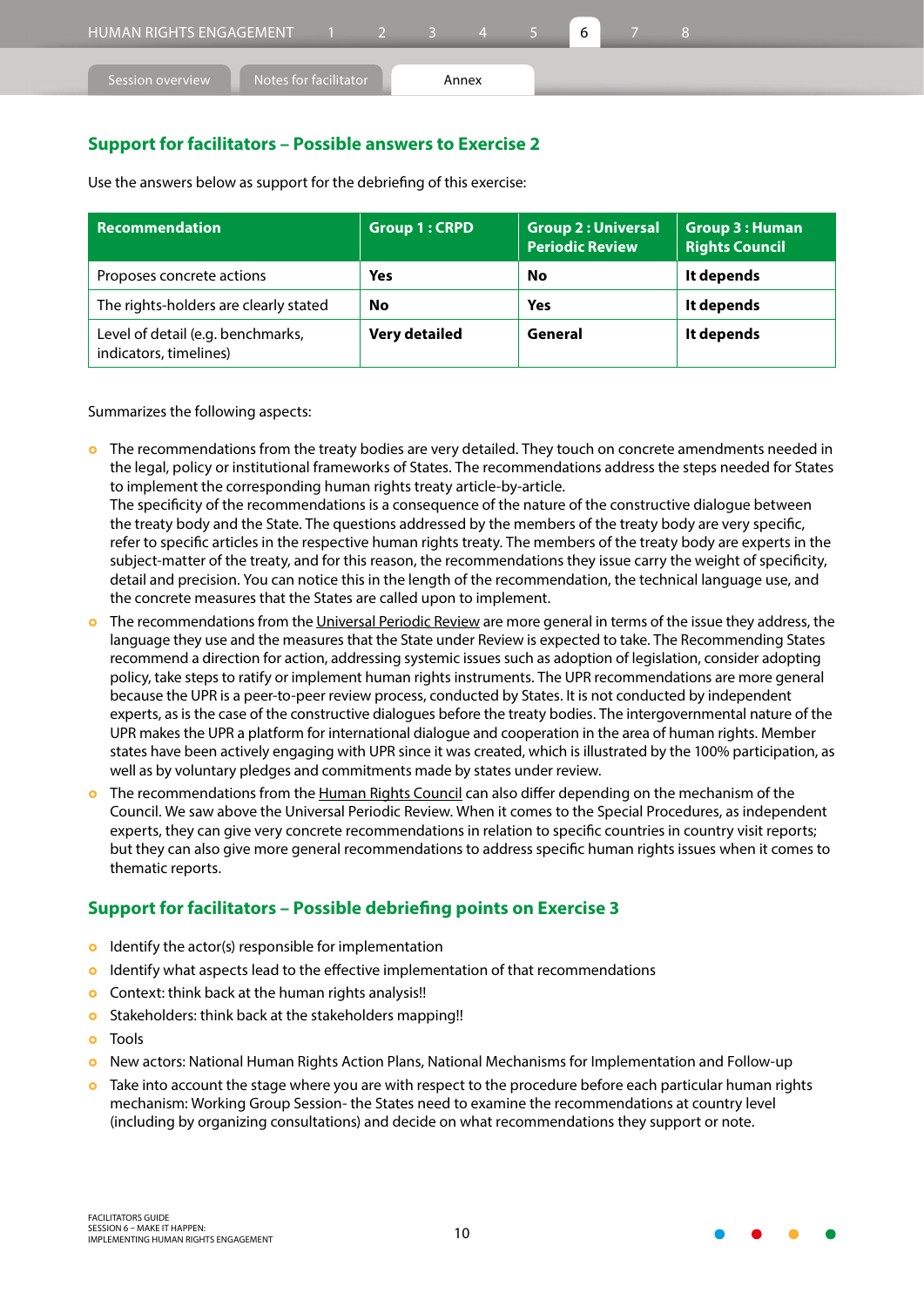## Support for facilitators – Possible answers to Exercise 2

Use the answers below as support for the debriefing of this exercise:

| Recommendation | Group 1 : CRPD | Group 2 : Universal Periodic Review | Group 3 : Human Rights Council |
|---|---|---|---|
| Proposes concrete actions | **Yes** | **No** | **It depends** |
| The rights-holders are clearly stated | **No** | **Yes** | **It depends** |
| Level of detail (e.g. benchmarks, indicators, timelines) | **Very detailed** | **General** | **It depends** |

Summarizes the following aspects:

- The recommendations from the treaty bodies are very detailed. They touch on concrete amendments needed in the legal, policy or institutional frameworks of States. The recommendations address the steps needed for States to implement the corresponding human rights treaty article-by-article.
  The specificity of the recommendations is a consequence of the nature of the constructive dialogue between the treaty body and the State. The questions addressed by the members of the treaty body are very specific, refer to specific articles in the respective human rights treaty. The members of the treaty body are experts in the subject-matter of the treaty, and for this reason, the recommendations they issue carry the weight of specificity, detail and precision. You can notice this in the length of the recommendation, the technical language use, and the concrete measures that the States are called upon to implement.
- The recommendations from the Universal Periodic Review are more general in terms of the issue they address, the language they use and the measures that the State under Review is expected to take. The Recommending States recommend a direction for action, addressing systemic issues such as adoption of legislation, consider adopting policy, take steps to ratify or implement human rights instruments. The UPR recommendations are more general because the UPR is a peer-to-peer review process, conducted by States. It is not conducted by independent experts, as is the case of the constructive dialogues before the treaty bodies. The intergovernmental nature of the UPR makes the UPR a platform for international dialogue and cooperation in the area of human rights. Member states have been actively engaging with UPR since it was created, which is illustrated by the 100% participation, as well as by voluntary pledges and commitments made by states under review.
- The recommendations from the Human Rights Council can also differ depending on the mechanism of the Council. We saw above the Universal Periodic Review. When it comes to the Special Procedures, as independent experts, they can give very concrete recommendations in relation to specific countries in country visit reports; but they can also give more general recommendations to address specific human rights issues when it comes to thematic reports.

## Support for facilitators – Possible debriefing points on Exercise 3

- Identify the actor(s) responsible for implementation
- Identify what aspects lead to the effective implementation of that recommendations
- Context: think back at the human rights analysis!!
- Stakeholders: think back at the stakeholders mapping!!
- Tools
- New actors: National Human Rights Action Plans, National Mechanisms for Implementation and Follow-up
- Take into account the stage where you are with respect to the procedure before each particular human rights mechanism: Working Group Session- the States need to examine the recommendations at country level (including by organizing consultations) and decide on what recommendations they support or note.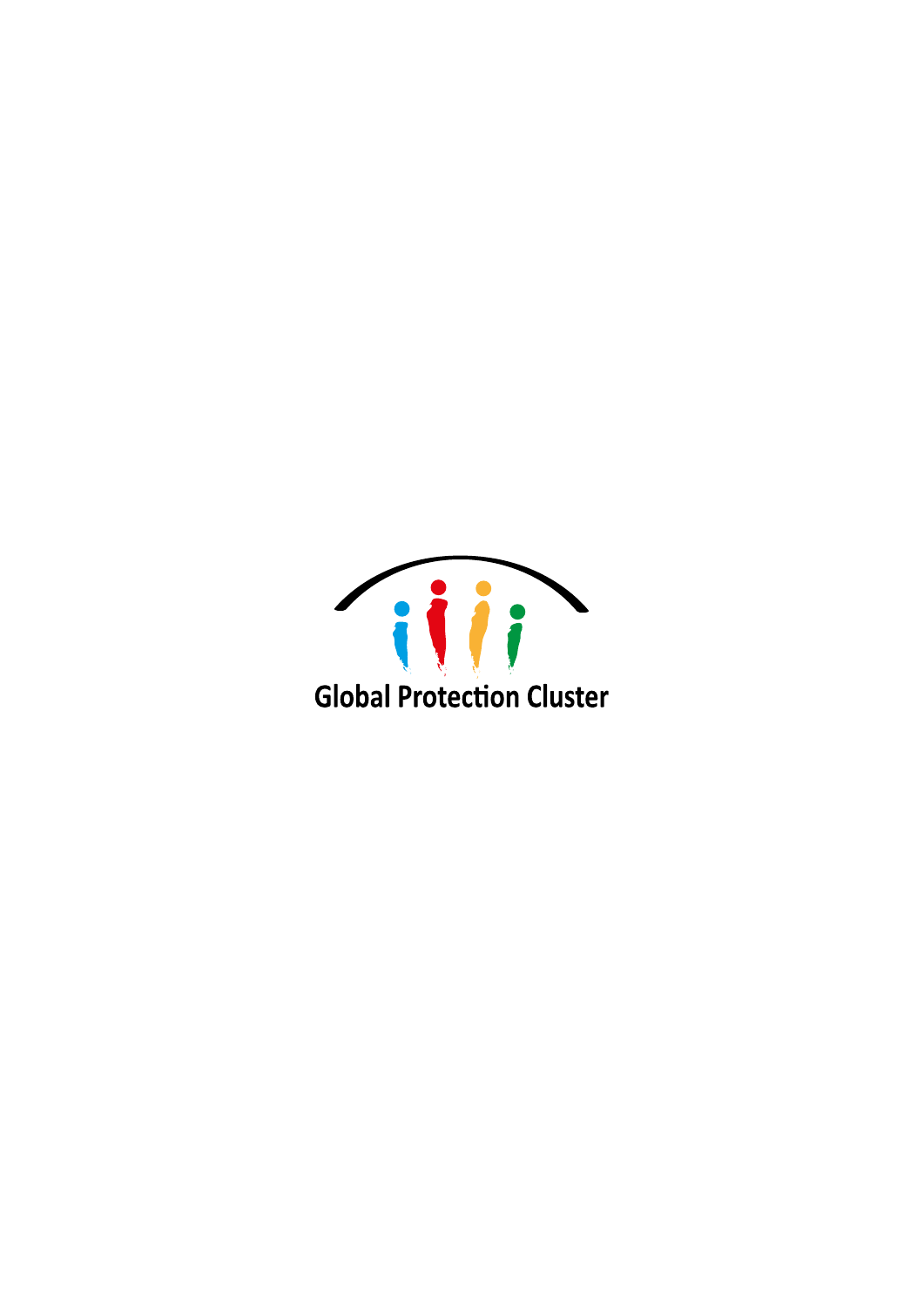Global Protection Cluster